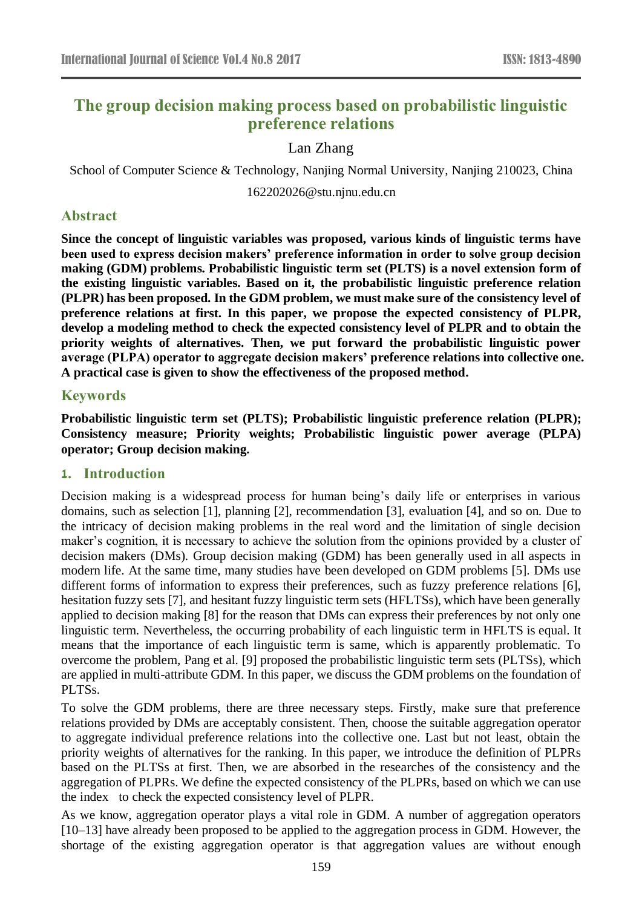# The group decision making process based on probabilistic linguistic preference relations

Lan Zhang

School of Computer Science & Technology, Nanjing Normal University, Nanjing 210023, China

162202026@stu.njnu.edu.cn

## Abstract

**Since the concept of linguistic variables was proposed, various kinds of linguistic terms have been used to express decision makers' preference information in order to solve group decision making (GDM) problems. Probabilistic linguistic term set (PLTS) is a novel extension form of the existing linguistic variables. Based on it, the probabilistic linguistic preference relation (PLPR) has been proposed. In the GDM problem, we must make sure of the consistency level of preference relations at first. In this paper, we propose the expected consistency of PLPR, develop a modeling method to check the expected consistency level of PLPR and to obtain the priority weights of alternatives. Then, we put forward the probabilistic linguistic power average (PLPA) operator to aggregate decision makers' preference relations into collective one. A practical case is given to show the effectiveness of the proposed method.**

## Keywords

**Probabilistic linguistic term set (PLTS); Probabilistic linguistic preference relation (PLPR); Consistency measure; Priority weights; Probabilistic linguistic power average (PLPA) operator; Group decision making.**

## 1. Introduction

Decision making is a widespread process for human being's daily life or enterprises in various domains, such as selection [1], planning [2], recommendation [3], evaluation [4], and so on. Due to the intricacy of decision making problems in the real word and the limitation of single decision maker's cognition, it is necessary to achieve the solution from the opinions provided by a cluster of decision makers (DMs). Group decision making (GDM) has been generally used in all aspects in modern life. At the same time, many studies have been developed on GDM problems [5]. DMs use different forms of information to express their preferences, such as fuzzy preference relations [6], hesitation fuzzy sets [7], and hesitant fuzzy linguistic term sets (HFLTSs), which have been generally applied to decision making [8] for the reason that DMs can express their preferences by not only one linguistic term. Nevertheless, the occurring probability of each linguistic term in HFLTS is equal. It means that the importance of each linguistic term is same, which is apparently problematic. To overcome the problem, Pang et al. [9] proposed the probabilistic linguistic term sets (PLTSs), which are applied in multi-attribute GDM. In this paper, we discuss the GDM problems on the foundation of PLTSs.

To solve the GDM problems, there are three necessary steps. Firstly, make sure that preference relations provided by DMs are acceptably consistent. Then, choose the suitable aggregation operator to aggregate individual preference relations into the collective one. Last but not least, obtain the priority weights of alternatives for the ranking. In this paper, we introduce the definition of PLPRs based on the PLTSs at first. Then, we are absorbed in the researches of the consistency and the aggregation of PLPRs. We define the expected consistency of the PLPRs, based on which we can use the index to check the expected consistency level of PLPR.

As we know, aggregation operator plays a vital role in GDM. A number of aggregation operators [10–13] have already been proposed to be applied to the aggregation process in GDM. However, the shortage of the existing aggregation operator is that aggregation values are without enough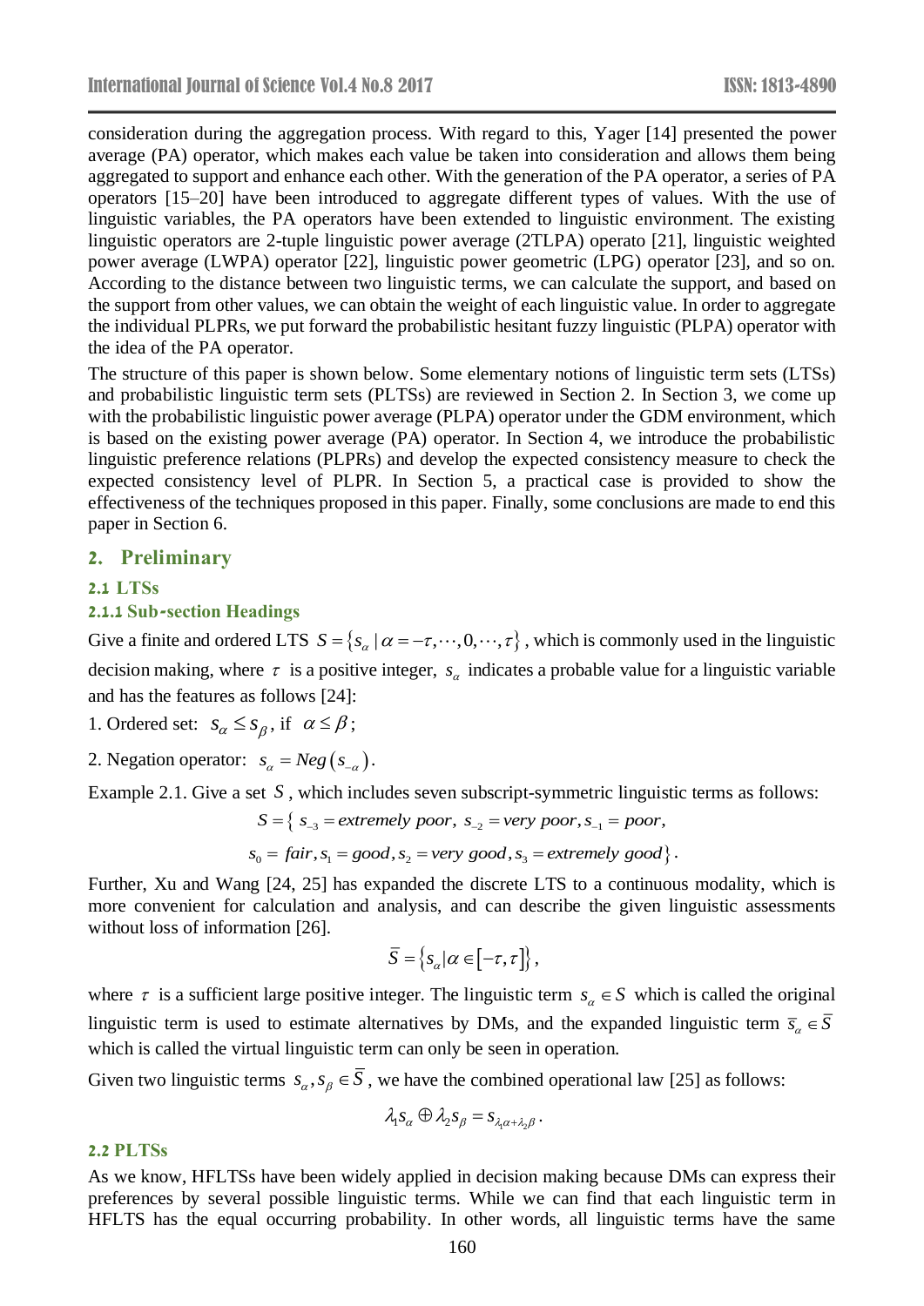consideration during the aggregation process. With regard to this, Yager [14] presented the power average (PA) operator, which makes each value be taken into consideration and allows them being aggregated to support and enhance each other. With the generation of the PA operator, a series of PA operators [15–20] have been introduced to aggregate different types of values. With the use of linguistic variables, the PA operators have been extended to linguistic environment. The existing linguistic operators are 2-tuple linguistic power average (2TLPA) operato [21], linguistic weighted power average (LWPA) operator [22], linguistic power geometric (LPG) operator [23], and so on. According to the distance between two linguistic terms, we can calculate the support, and based on the support from other values, we can obtain the weight of each linguistic value. In order to aggregate the individual PLPRs, we put forward the probabilistic hesitant fuzzy linguistic (PLPA) operator with the idea of the PA operator.

The structure of this paper is shown below. Some elementary notions of linguistic term sets (LTSs) and probabilistic linguistic term sets (PLTSs) are reviewed in Section 2. In Section 3, we come up with the probabilistic linguistic power average (PLPA) operator under the GDM environment, which is based on the existing power average (PA) operator. In Section 4, we introduce the probabilistic linguistic preference relations (PLPRs) and develop the expected consistency measure to check the expected consistency level of PLPR. In Section 5, a practical case is provided to show the effectiveness of the techniques proposed in this paper. Finally, some conclusions are made to end this paper in Section 6.

## 2. Preliminary

### 2.1 LTSs

#### 2.1.1 Sub-section Headings

Give a finite and ordered LTS $S=\{s_\alpha \mid \alpha=-\tau,\cdots,0,\cdots,\tau\}$, which is commonly used in the linguistic decision making, where $\tau$ is a positive integer, $s_\alpha$ indicates a probable value for a linguistic variable and has the features as follows [24]:

1. Ordered set: $s_\alpha \le s_\beta$, if $\alpha \le \beta$;

2. Negation operator: $s_\alpha = Neg(s_{-\alpha})$.

Example 2.1. Give a set $S$, which includes seven subscript-symmetric linguistic terms as follows:

$$S=\{\, s_{-3}=extremely\ poor,\ s_{-2}=very\ poor, s_{-1}=poor,$$

$$s_0=fair, s_1=good, s_2=very\ good, s_3=extremely\ good\}.$$

Further, Xu and Wang [24, 25] has expanded the discrete LTS to a continuous modality, which is more convenient for calculation and analysis, and can describe the given linguistic assessments without loss of information [26].

$$\bar{S}=\{s_\alpha | \alpha \in [-\tau,\tau]\},$$

where $\tau$ is a sufficient large positive integer. The linguistic term $s_\alpha \in S$ which is called the original linguistic term is used to estimate alternatives by DMs, and the expanded linguistic term $\bar{s}_\alpha \in \bar{S}$ which is called the virtual linguistic term can only be seen in operation.

Given two linguistic terms $s_\alpha, s_\beta \in \bar{S}$, we have the combined operational law [25] as follows:

$$\lambda_1 s_\alpha \oplus \lambda_2 s_\beta = s_{\lambda_1\alpha+\lambda_2\beta}.$$

### 2.2 PLTSs

As we know, HFLTSs have been widely applied in decision making because DMs can express their preferences by several possible linguistic terms. While we can find that each linguistic term in HFLTS has the equal occurring probability. In other words, all linguistic terms have the same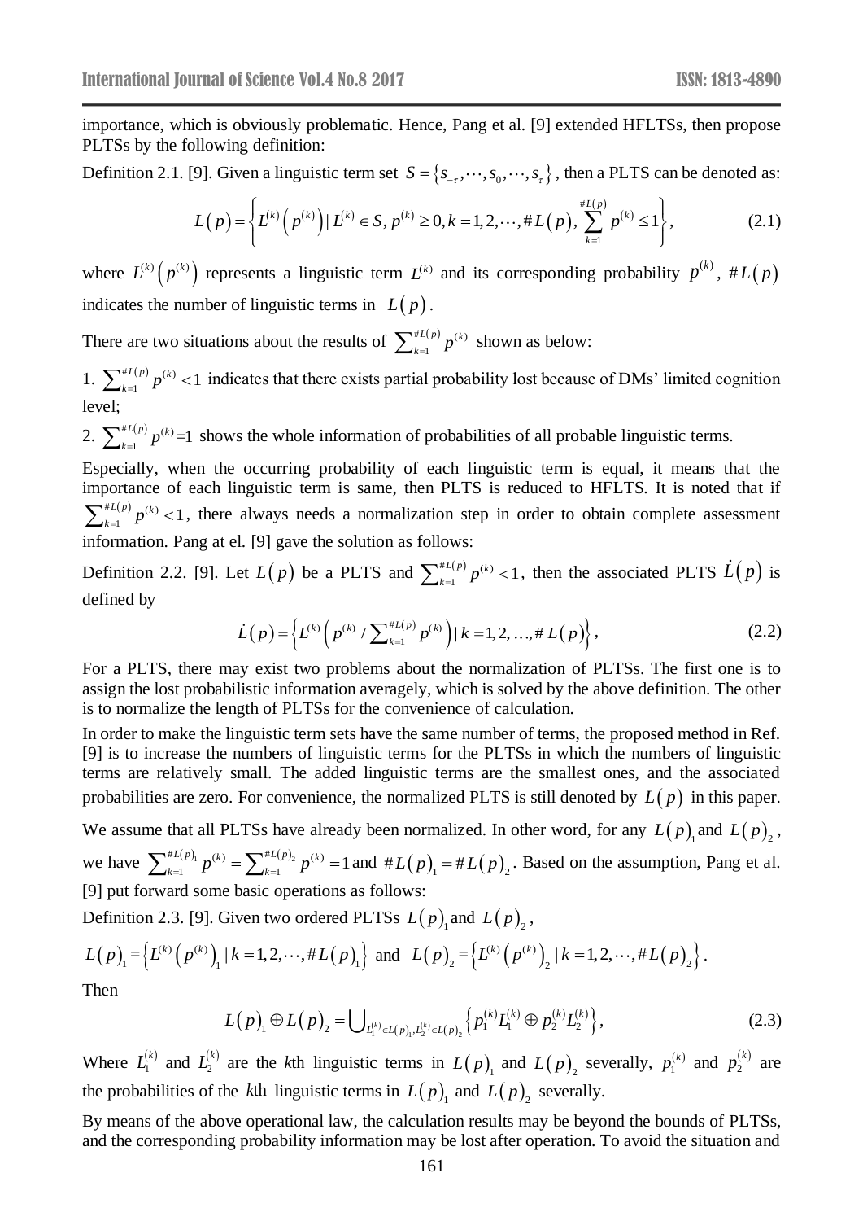importance, which is obviously problematic. Hence, Pang et al. [9] extended HFLTSs, then propose PLTSs by the following definition:

Definition 2.1. [9]. Given a linguistic term set $S=\{s_{-\tau},\cdots,s_0,\cdots,s_\tau\}$, then a PLTS can be denoted as:

$$L(p)=\left\{L^{(k)}\left(p^{(k)}\right) \mid L^{(k)}\in S,\, p^{(k)}\ge 0, k=1,2,\cdots,\#L(p),\, \sum_{k=1}^{\#L(p)} p^{(k)}\le 1\right\}, \tag{2.1}$$

where $L^{(k)}\left(p^{(k)}\right)$ represents a linguistic term $L^{(k)}$ and its corresponding probability $p^{(k)}$, $\#L(p)$ indicates the number of linguistic terms in $L(p)$.

There are two situations about the results of $\sum_{k=1}^{\#L(p)} p^{(k)}$ shown as below:

1. $\sum_{k=1}^{\#L(p)} p^{(k)}<1$ indicates that there exists partial probability lost because of DMs' limited cognition level;

2. $\sum_{k=1}^{\#L(p)} p^{(k)}=1$ shows the whole information of probabilities of all probable linguistic terms.

Especially, when the occurring probability of each linguistic term is equal, it means that the importance of each linguistic term is same, then PLTS is reduced to HFLTS. It is noted that if $\sum_{k=1}^{\#L(p)} p^{(k)}<1$, there always needs a normalization step in order to obtain complete assessment information. Pang at el. [9] gave the solution as follows:

Definition 2.2. [9]. Let $L(p)$ be a PLTS and $\sum_{k=1}^{\#L(p)} p^{(k)}<1$, then the associated PLTS $\dot{L}(p)$ is defined by

$$\dot{L}(p)=\left\{L^{(k)}\left(p^{(k)}/\sum_{k=1}^{\#L(p)} p^{(k)}\right) \mid k=1,2,\ldots,\#L(p)\right\}, \tag{2.2}$$

For a PLTS, there may exist two problems about the normalization of PLTSs. The first one is to assign the lost probabilistic information averagely, which is solved by the above definition. The other is to normalize the length of PLTSs for the convenience of calculation.

In order to make the linguistic term sets have the same number of terms, the proposed method in Ref. [9] is to increase the numbers of linguistic terms for the PLTSs in which the numbers of linguistic terms are relatively small. The added linguistic terms are the smallest ones, and the associated probabilities are zero. For convenience, the normalized PLTS is still denoted by $L(p)$ in this paper.

We assume that all PLTSs have already been normalized. In other word, for any $L(p)_1$ and $L(p)_2$, we have $\sum_{k=1}^{\#L(p)_1} p^{(k)}=\sum_{k=1}^{\#L(p)_2} p^{(k)}=1$ and $\#L(p)_1=\#L(p)_2$. Based on the assumption, Pang et al. [9] put forward some basic operations as follows:

Definition 2.3. [9]. Given two ordered PLTSs $L(p)_1$ and $L(p)_2$,

$L(p)_1=\left\{L^{(k)}\left(p^{(k)}\right)_1 \mid k=1,2,\cdots,\#L(p)_1\right\}$ and $L(p)_2=\left\{L^{(k)}\left(p^{(k)}\right)_2 \mid k=1,2,\cdots,\#L(p)_2\right\}$.

Then

$$L(p)_1\oplus L(p)_2=\bigcup_{L_1^{(k)}\in L(p)_1, L_2^{(k)}\in L(p)_2}\left\{p_1^{(k)}L_1^{(k)}\oplus p_2^{(k)}L_2^{(k)}\right\}, \tag{2.3}$$

Where $L_1^{(k)}$ and $L_2^{(k)}$ are the $k$th linguistic terms in $L(p)_1$ and $L(p)_2$ severally, $p_1^{(k)}$ and $p_2^{(k)}$ are the probabilities of the $k$th linguistic terms in $L(p)_1$ and $L(p)_2$ severally.

By means of the above operational law, the calculation results may be beyond the bounds of PLTSs, and the corresponding probability information may be lost after operation. To avoid the situation and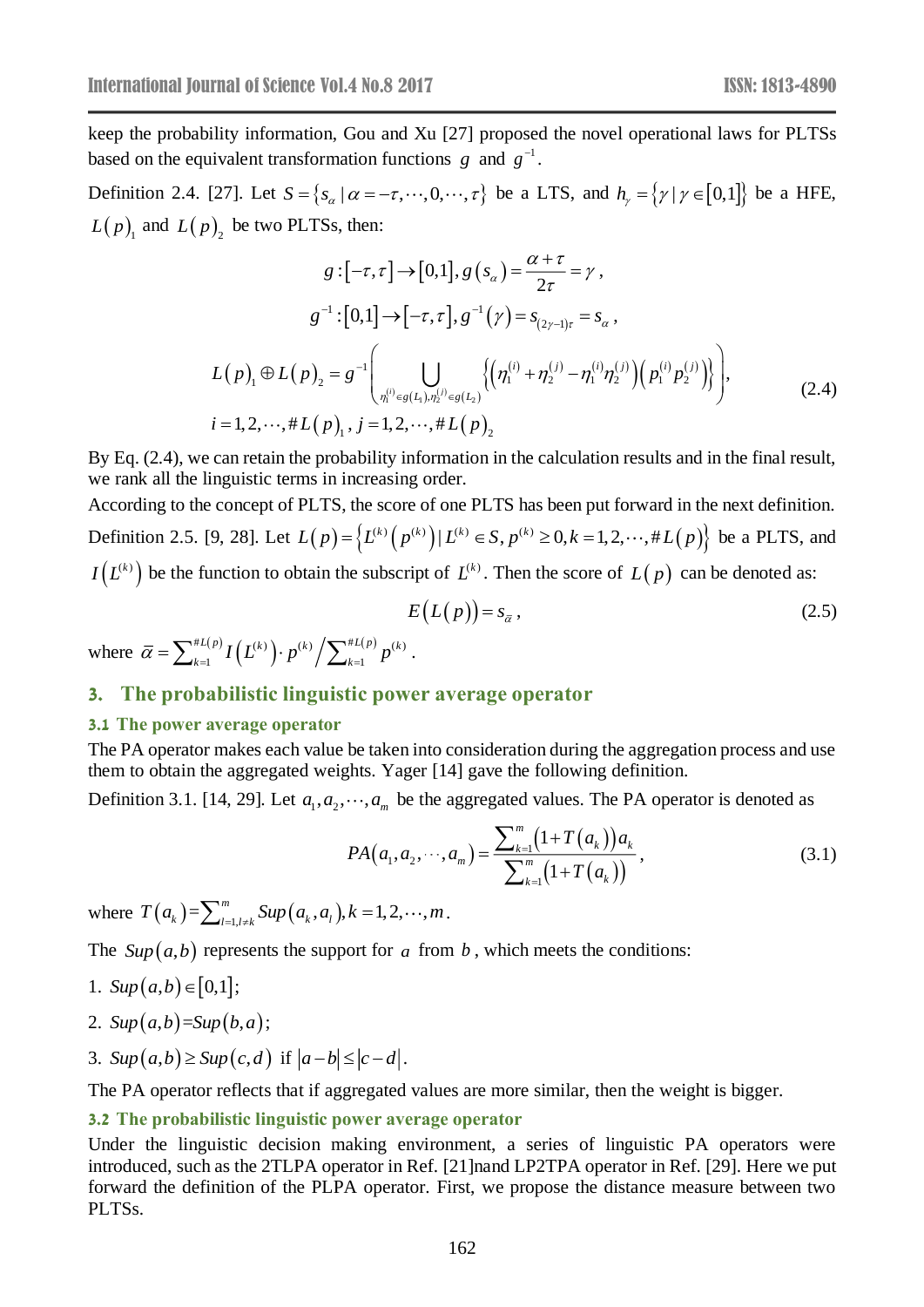keep the probability information, Gou and Xu [27] proposed the novel operational laws for PLTSs based on the equivalent transformation functions $g$ and $g^{-1}$.

Definition 2.4. [27]. Let $S=\{s_\alpha \mid \alpha=-\tau,\cdots,0,\cdots,\tau\}$ be a LTS, and $h_\gamma=\{\gamma \mid \gamma\in[0,1]\}$ be a HFE, $L(p)_1$ and $L(p)_2$ be two PLTSs, then:

$$g:[-\tau,\tau]\to[0,1],\, g(s_\alpha)=\frac{\alpha+\tau}{2\tau}=\gamma\,,$$

$$g^{-1}:[0,1]\to[-\tau,\tau],\, g^{-1}(\gamma)=s_{(2\gamma-1)\tau}=s_\alpha\,,$$

$$L(p)_1\oplus L(p)_2=g^{-1}\left(\bigcup_{\eta_1^{(i)}\in g(L_1),\eta_2^{(j)}\in g(L_2)}\left\{\left(\eta_1^{(i)}+\eta_2^{(j)}-\eta_1^{(i)}\eta_2^{(j)}\right)\left(p_1^{(i)}p_2^{(j)}\right)\right\}\right),\tag{2.4}$$

$$i=1,2,\cdots,\#L(p)_1,\, j=1,2,\cdots,\#L(p)_2$$

By Eq. (2.4), we can retain the probability information in the calculation results and in the final result, we rank all the linguistic terms in increasing order.

According to the concept of PLTS, the score of one PLTS has been put forward in the next definition.

Definition 2.5. [9, 28]. Let $L(p)=\left\{L^{(k)}\left(p^{(k)}\right) \mid L^{(k)}\in S, p^{(k)}\geq 0, k=1,2,\cdots,\#L(p)\right\}$ be a PLTS, and $I\left(L^{(k)}\right)$ be the function to obtain the subscript of $L^{(k)}$. Then the score of $L(p)$ can be denoted as:

$$E\left(L(p)\right)=s_{\bar{\alpha}}\,,\tag{2.5}$$

where $\bar{\alpha}=\sum_{k=1}^{\#L(p)} I\left(L^{(k)}\right)\cdot p^{(k)} \Big/ \sum_{k=1}^{\#L(p)} p^{(k)}$.

## 3. The probabilistic linguistic power average operator

### 3.1 The power average operator

The PA operator makes each value be taken into consideration during the aggregation process and use them to obtain the aggregated weights. Yager [14] gave the following definition.

Definition 3.1. [14, 29]. Let $a_1,a_2,\cdots,a_m$ be the aggregated values. The PA operator is denoted as

$$PA(a_1,a_2,\cdots,a_m)=\frac{\sum_{k=1}^{m}\left(1+T(a_k)\right)a_k}{\sum_{k=1}^{m}\left(1+T(a_k)\right)}\,,\tag{3.1}$$

where $T(a_k)=\sum_{l=1,l\neq k}^{m} Sup(a_k,a_l), k=1,2,\cdots,m$.

The $Sup(a,b)$ represents the support for $a$ from $b$, which meets the conditions:

1. $Sup(a,b)\in[0,1]$;
2. $Sup(a,b)=Sup(b,a)$;
3. $Sup(a,b)\geq Sup(c,d)$ if $|a-b|\leq|c-d|$.

The PA operator reflects that if aggregated values are more similar, then the weight is bigger.

### 3.2 The probabilistic linguistic power average operator

Under the linguistic decision making environment, a series of linguistic PA operators were introduced, such as the 2TLPA operator in Ref. [21]nand LP2TPA operator in Ref. [29]. Here we put forward the definition of the PLPA operator. First, we propose the distance measure between two PLTSs.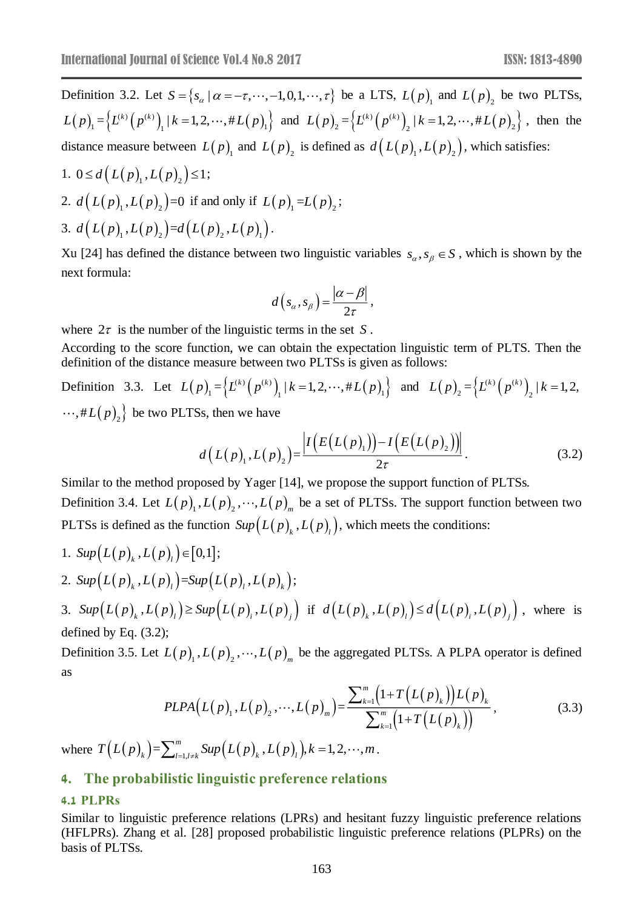Definition 3.2. Let $S = \{s_\alpha \mid \alpha = -\tau, \cdots, -1, 0, 1, \cdots, \tau\}$ be a LTS, $L(p)_1$ and $L(p)_2$ be two PLTSs, $L(p)_1 = \{L^{(k)}(p^{(k)})_1 \mid k = 1, 2, \cdots, \# L(p)_1\}$ and $L(p)_2 = \{L^{(k)}(p^{(k)})_2 \mid k = 1, 2, \cdots, \# L(p)_2\}$, then the distance measure between $L(p)_1$ and $L(p)_2$ is defined as $d(L(p)_1, L(p)_2)$, which satisfies:

1. $0 \le d(L(p)_1, L(p)_2) \le 1$;
2. $d(L(p)_1, L(p)_2) = 0$ if and only if $L(p)_1 = L(p)_2$;
3. $d(L(p)_1, L(p)_2) = d(L(p)_2, L(p)_1)$.

Xu [24] has defined the distance between two linguistic variables $s_\alpha, s_\beta \in S$, which is shown by the next formula:

$$d(s_\alpha, s_\beta) = \frac{|\alpha - \beta|}{2\tau},$$

where $2\tau$ is the number of the linguistic terms in the set $S$.

According to the score function, we can obtain the expectation linguistic term of PLTS. Then the definition of the distance measure between two PLTSs is given as follows:

Definition 3.3. Let $L(p)_1 = \{L^{(k)}(p^{(k)})_1 \mid k = 1, 2, \cdots, \# L(p)_1\}$ and $L(p)_2 = \{L^{(k)}(p^{(k)})_2 \mid k = 1, 2, \cdots, \# L(p)_2\}$ be two PLTSs, then we have

$$d(L(p)_1, L(p)_2) = \frac{\left| I(E(L(p)_1)) - I(E(L(p)_2)) \right|}{2\tau}. \tag{3.2}$$

Similar to the method proposed by Yager [14], we propose the support function of PLTSs.

Definition 3.4. Let $L(p)_1, L(p)_2, \cdots, L(p)_m$ be a set of PLTSs. The support function between two PLTSs is defined as the function $Sup(L(p)_k, L(p)_l)$, which meets the conditions:

1. $Sup(L(p)_k, L(p)_l) \in [0,1]$;
2. $Sup(L(p)_k, L(p)_l) = Sup(L(p)_l, L(p)_k)$;
3. $Sup(L(p)_k, L(p)_l) \ge Sup(L(p)_i, L(p)_j)$ if $d(L(p)_k, L(p)_l) \le d(L(p)_i, L(p)_j)$, where is defined by Eq. (3.2);

Definition 3.5. Let $L(p)_1, L(p)_2, \cdots, L(p)_m$ be the aggregated PLTSs. A PLPA operator is defined as

$$PLPA(L(p)_1, L(p)_2, \cdots, L(p)_m) = \frac{\sum_{k=1}^{m} (1 + T(L(p)_k)) L(p)_k}{\sum_{k=1}^{m} (1 + T(L(p)_k))}, \tag{3.3}$$

where $T(L(p)_k) = \sum_{l=1, l \ne k}^{m} Sup(L(p)_k, L(p)_l), k = 1, 2, \cdots, m$.

## 4. The probabilistic linguistic preference relations

### 4.1 PLPRs

Similar to linguistic preference relations (LPRs) and hesitant fuzzy linguistic preference relations (HFLPRs). Zhang et al. [28] proposed probabilistic linguistic preference relations (PLPRs) on the basis of PLTSs.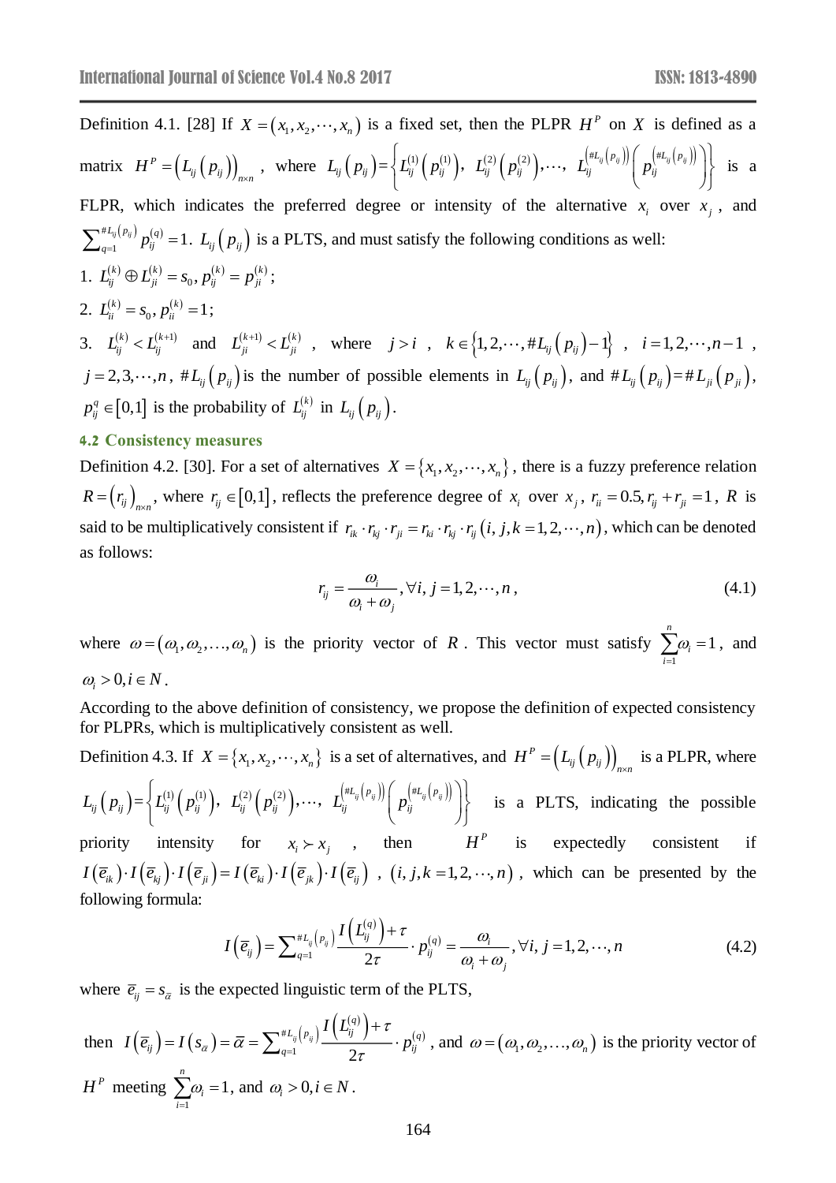Definition 4.1. [28] If $X = (x_1, x_2, \cdots, x_n)$ is a fixed set, then the PLPR $H^P$ on $X$ is defined as a matrix $H^P = \left(L_{ij}\left(p_{ij}\right)\right)_{n \times n}$, where $L_{ij}\left(p_{ij}\right) = \left\{ L_{ij}^{(1)}\left(p_{ij}^{(1)}\right), \ L_{ij}^{(2)}\left(p_{ij}^{(2)}\right), \cdots, \ L_{ij}^{\left(\#L_{ij}\left(p_{ij}\right)\right)}\left(p_{ij}^{\left(\#L_{ij}\left(p_{ij}\right)\right)}\right) \right\}$ is a FLPR, which indicates the preferred degree or intensity of the alternative $x_i$ over $x_j$, and $\sum_{q=1}^{\#L_{ij}\left(p_{ij}\right)} p_{ij}^{(q)} = 1$. $L_{ij}\left(p_{ij}\right)$ is a PLTS, and must satisfy the following conditions as well:

1. $L_{ij}^{(k)} \oplus L_{ji}^{(k)} = s_0, p_{ij}^{(k)} = p_{ji}^{(k)}$;
2. $L_{ii}^{(k)} = s_0, p_{ii}^{(k)} = 1$;
3. $L_{ij}^{(k)} < L_{ij}^{(k+1)}$ and $L_{ji}^{(k+1)} < L_{ji}^{(k)}$, where $j > i$, $k \in \left\{1, 2, \cdots, \#L_{ij}\left(p_{ij}\right) - 1\right\}$, $i = 1, 2, \cdots, n-1$, $j = 2, 3, \cdots, n$, $\#L_{ij}\left(p_{ij}\right)$ is the number of possible elements in $L_{ij}\left(p_{ij}\right)$, and $\#L_{ij}\left(p_{ij}\right) = \#L_{ji}\left(p_{ji}\right)$, $p_{ij}^q \in [0,1]$ is the probability of $L_{ij}^{(k)}$ in $L_{ij}\left(p_{ij}\right)$.

## 4.2 Consistency measures

Definition 4.2. [30]. For a set of alternatives $X = \{x_1, x_2, \cdots, x_n\}$, there is a fuzzy preference relation $R = \left(r_{ij}\right)_{n \times n}$, where $r_{ij} \in [0,1]$, reflects the preference degree of $x_i$ over $x_j$, $r_{ii} = 0.5, r_{ij} + r_{ji} = 1$, $R$ is said to be multiplicatively consistent if $r_{ik} \cdot r_{kj} \cdot r_{ji} = r_{ki} \cdot r_{kj} \cdot r_{ij} \left(i, j, k = 1, 2, \cdots, n\right)$, which can be denoted as follows:

$$r_{ij} = \frac{\omega_i}{\omega_i + \omega_j}, \forall i, j = 1, 2, \cdots, n, \tag{4.1}$$

where $\omega = (\omega_1, \omega_2, \ldots, \omega_n)$ is the priority vector of $R$. This vector must satisfy $\sum_{i=1}^{n} \omega_i = 1$, and $\omega_i > 0, i \in N$.

According to the above definition of consistency, we propose the definition of expected consistency for PLPRs, which is multiplicatively consistent as well.

Definition 4.3. If $X = \{x_1, x_2, \cdots, x_n\}$ is a set of alternatives, and $H^P = \left(L_{ij}\left(p_{ij}\right)\right)_{n \times n}$ is a PLPR, where $L_{ij}\left(p_{ij}\right) = \left\{ L_{ij}^{(1)}\left(p_{ij}^{(1)}\right), \ L_{ij}^{(2)}\left(p_{ij}^{(2)}\right), \cdots, \ L_{ij}^{\left(\#L_{ij}\left(p_{ij}\right)\right)}\left(p_{ij}^{\left(\#L_{ij}\left(p_{ij}\right)\right)}\right) \right\}$ is a PLTS, indicating the possible priority intensity for $x_i \succ x_j$, then $H^P$ is expectedly consistent if $I\left(\overline{e}_{ik}\right) \cdot I\left(\overline{e}_{kj}\right) \cdot I\left(\overline{e}_{ji}\right) = I\left(\overline{e}_{ki}\right) \cdot I\left(\overline{e}_{jk}\right) \cdot I\left(\overline{e}_{ij}\right)$, $\left(i, j, k = 1, 2, \cdots, n\right)$, which can be presented by the following formula:

$$I\left(\overline{e}_{ij}\right) = \sum_{q=1}^{\#L_{ij}\left(p_{ij}\right)} \frac{I\left(L_{ij}^{(q)}\right) + \tau}{2\tau} \cdot p_{ij}^{(q)} = \frac{\omega_i}{\omega_i + \omega_j}, \forall i, j = 1, 2, \cdots, n \tag{4.2}$$

where $\overline{e}_{ij} = s_{\overline{\alpha}}$ is the expected linguistic term of the PLTS,

then $I\left(\overline{e}_{ij}\right) = I\left(s_{\overline{\alpha}}\right) = \overline{\alpha} = \sum_{q=1}^{\#L_{ij}\left(p_{ij}\right)} \frac{I\left(L_{ij}^{(q)}\right) + \tau}{2\tau} \cdot p_{ij}^{(q)}$, and $\omega = (\omega_1, \omega_2, \ldots, \omega_n)$ is the priority vector of $H^P$ meeting $\sum_{i=1}^{n} \omega_i = 1$, and $\omega_i > 0, i \in N$.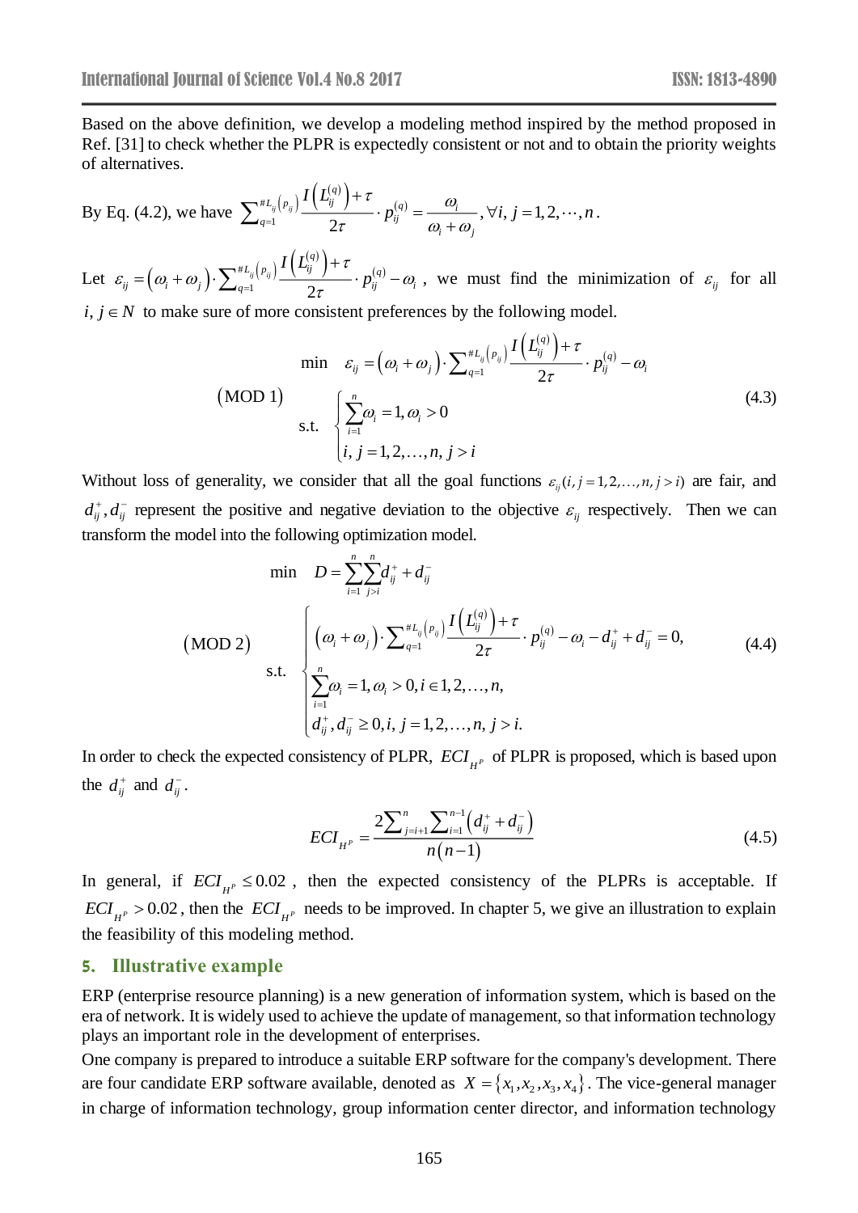Based on the above definition, we develop a modeling method inspired by the method proposed in Ref. [31] to check whether the PLPR is expectedly consistent or not and to obtain the priority weights of alternatives.

By Eq. (4.2), we have $\sum_{q=1}^{\#L_{ij}\left(p_{ij}\right)} \frac{I\left(L_{ij}^{(q)}\right)+\tau}{2\tau} \cdot p_{ij}^{(q)} = \frac{\omega_i}{\omega_i+\omega_j}, \forall i, j = 1, 2, \cdots, n$.

Let $\varepsilon_{ij} = \left(\omega_i+\omega_j\right) \cdot \sum_{q=1}^{\#L_{ij}\left(p_{ij}\right)} \frac{I\left(L_{ij}^{(q)}\right)+\tau}{2\tau} \cdot p_{ij}^{(q)} - \omega_i$, we must find the minimization of $\varepsilon_{ij}$ for all $i, j \in N$ to make sure of more consistent preferences by the following model.

$$
(\text{MOD 1}) \quad \begin{aligned} &\min \quad \varepsilon_{ij} = \left(\omega_i+\omega_j\right) \cdot \sum_{q=1}^{\#L_{ij}\left(p_{ij}\right)} \frac{I\left(L_{ij}^{(q)}\right)+\tau}{2\tau} \cdot p_{ij}^{(q)} - \omega_i \\ &\text{s.t.} \quad \begin{cases} \sum_{i=1}^{n} \omega_i = 1, \omega_i > 0 \\ i, j = 1, 2, \ldots, n, j > i \end{cases} \end{aligned} \tag{4.3}
$$

Without loss of generality, we consider that all the goal functions $\varepsilon_{ij}(i, j = 1, 2, \ldots, n, j > i)$ are fair, and $d_{ij}^{+}, d_{ij}^{-}$ represent the positive and negative deviation to the objective $\varepsilon_{ij}$ respectively. Then we can transform the model into the following optimization model.

$$
(\text{MOD 2}) \quad \begin{aligned} &\min \quad D = \sum_{i=1}^{n} \sum_{j>i}^{n} d_{ij}^{+} + d_{ij}^{-} \\ &\text{s.t.} \quad \begin{cases} \left(\omega_i+\omega_j\right) \cdot \sum_{q=1}^{\#L_{ij}\left(p_{ij}\right)} \frac{I\left(L_{ij}^{(q)}\right)+\tau}{2\tau} \cdot p_{ij}^{(q)} - \omega_i - d_{ij}^{+} + d_{ij}^{-} = 0, \\ \sum_{i=1}^{n} \omega_i = 1, \omega_i > 0, i \in 1, 2, \ldots, n, \\ d_{ij}^{+}, d_{ij}^{-} \geq 0, i, j = 1, 2, \ldots, n, j > i. \end{cases} \end{aligned} \tag{4.4}
$$

In order to check the expected consistency of PLPR, $ECI_{H^P}$ of PLPR is proposed, which is based upon the $d_{ij}^{+}$ and $d_{ij}^{-}$.

$$
ECI_{H^P} = \frac{2\sum_{j=i+1}^{n} \sum_{i=1}^{n-1} \left(d_{ij}^{+} + d_{ij}^{-}\right)}{n(n-1)} \tag{4.5}
$$

In general, if $ECI_{H^P} \leq 0.02$, then the expected consistency of the PLPRs is acceptable. If $ECI_{H^P} > 0.02$, then the $ECI_{H^P}$ needs to be improved. In chapter 5, we give an illustration to explain the feasibility of this modeling method.

## 5. Illustrative example

ERP (enterprise resource planning) is a new generation of information system, which is based on the era of network. It is widely used to achieve the update of management, so that information technology plays an important role in the development of enterprises.

One company is prepared to introduce a suitable ERP software for the company's development. There are four candidate ERP software available, denoted as $X = \{x_1, x_2, x_3, x_4\}$. The vice-general manager in charge of information technology, group information center director, and information technology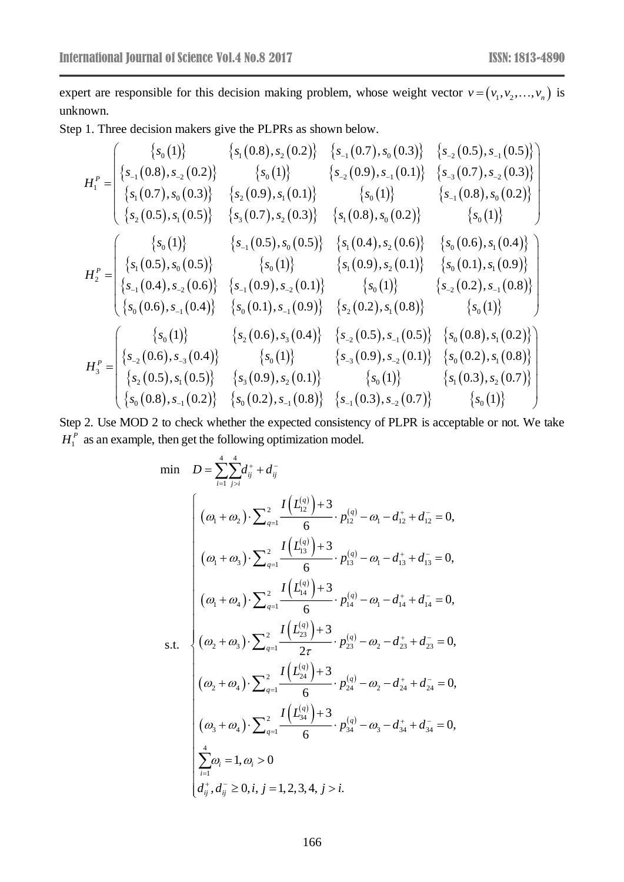expert are responsible for this decision making problem, whose weight vector $v=(v_1,v_2,\ldots,v_n)$ is unknown.

Step 1. Three decision makers give the PLPRs as shown below.

$$
H_1^P=\begin{pmatrix}
\{s_0(1)\} & \{s_1(0.8),s_2(0.2)\} & \{s_{-1}(0.7),s_0(0.3)\} & \{s_{-2}(0.5),s_{-1}(0.5)\}\\
\{s_{-1}(0.8),s_{-2}(0.2)\} & \{s_0(1)\} & \{s_{-2}(0.9),s_{-1}(0.1)\} & \{s_{-3}(0.7),s_{-2}(0.3)\}\\
\{s_1(0.7),s_0(0.3)\} & \{s_2(0.9),s_1(0.1)\} & \{s_0(1)\} & \{s_{-1}(0.8),s_0(0.2)\}\\
\{s_2(0.5),s_1(0.5)\} & \{s_3(0.7),s_2(0.3)\} & \{s_1(0.8),s_0(0.2)\} & \{s_0(1)\}
\end{pmatrix}
$$

$$
H_2^P=\begin{pmatrix}
\{s_0(1)\} & \{s_{-1}(0.5),s_0(0.5)\} & \{s_1(0.4),s_2(0.6)\} & \{s_0(0.6),s_1(0.4)\}\\
\{s_1(0.5),s_0(0.5)\} & \{s_0(1)\} & \{s_1(0.9),s_2(0.1)\} & \{s_0(0.1),s_1(0.9)\}\\
\{s_{-1}(0.4),s_{-2}(0.6)\} & \{s_{-1}(0.9),s_{-2}(0.1)\} & \{s_0(1)\} & \{s_{-2}(0.2),s_{-1}(0.8)\}\\
\{s_0(0.6),s_{-1}(0.4)\} & \{s_0(0.1),s_{-1}(0.9)\} & \{s_2(0.2),s_1(0.8)\} & \{s_0(1)\}
\end{pmatrix}
$$

$$
H_3^P=\begin{pmatrix}
\{s_0(1)\} & \{s_2(0.6),s_3(0.4)\} & \{s_{-2}(0.5),s_{-1}(0.5)\} & \{s_0(0.8),s_1(0.2)\}\\
\{s_{-2}(0.6),s_{-3}(0.4)\} & \{s_0(1)\} & \{s_{-3}(0.9),s_{-2}(0.1)\} & \{s_0(0.2),s_1(0.8)\}\\
\{s_2(0.5),s_1(0.5)\} & \{s_3(0.9),s_2(0.1)\} & \{s_0(1)\} & \{s_1(0.3),s_2(0.7)\}\\
\{s_0(0.8),s_{-1}(0.2)\} & \{s_0(0.2),s_{-1}(0.8)\} & \{s_{-1}(0.3),s_{-2}(0.7)\} & \{s_0(1)\}
\end{pmatrix}
$$

Step 2. Use MOD 2 to check whether the expected consistency of PLPR is acceptable or not. We take $H_1^P$ as an example, then get the following optimization model.

$$
\min \quad D=\sum_{i=1}^{4}\sum_{j>i}^{4} d_{ij}^{+}+d_{ij}^{-}
$$

$$
\text{s.t.}\quad
\begin{cases}
(\omega_1+\omega_2)\cdot\sum_{q=1}^{2}\dfrac{I\left(L_{12}^{(q)}\right)+3}{6}\cdot p_{12}^{(q)}-\omega_1-d_{12}^{+}+d_{12}^{-}=0,\\
(\omega_1+\omega_3)\cdot\sum_{q=1}^{2}\dfrac{I\left(L_{13}^{(q)}\right)+3}{6}\cdot p_{13}^{(q)}-\omega_1-d_{13}^{+}+d_{13}^{-}=0,\\
(\omega_1+\omega_4)\cdot\sum_{q=1}^{2}\dfrac{I\left(L_{14}^{(q)}\right)+3}{6}\cdot p_{14}^{(q)}-\omega_1-d_{14}^{+}+d_{14}^{-}=0,\\
(\omega_2+\omega_3)\cdot\sum_{q=1}^{2}\dfrac{I\left(L_{23}^{(q)}\right)+3}{2\tau}\cdot p_{23}^{(q)}-\omega_2-d_{23}^{+}+d_{23}^{-}=0,\\
(\omega_2+\omega_4)\cdot\sum_{q=1}^{2}\dfrac{I\left(L_{24}^{(q)}\right)+3}{6}\cdot p_{24}^{(q)}-\omega_2-d_{24}^{+}+d_{24}^{-}=0,\\
(\omega_3+\omega_4)\cdot\sum_{q=1}^{2}\dfrac{I\left(L_{34}^{(q)}\right)+3}{6}\cdot p_{34}^{(q)}-\omega_3-d_{34}^{+}+d_{34}^{-}=0,\\
\sum_{i=1}^{4}\omega_i=1,\ \omega_i>0\\
d_{ij}^{+},d_{ij}^{-}\geq 0,\ i,j=1,2,3,4,\ j>i.
\end{cases}
$$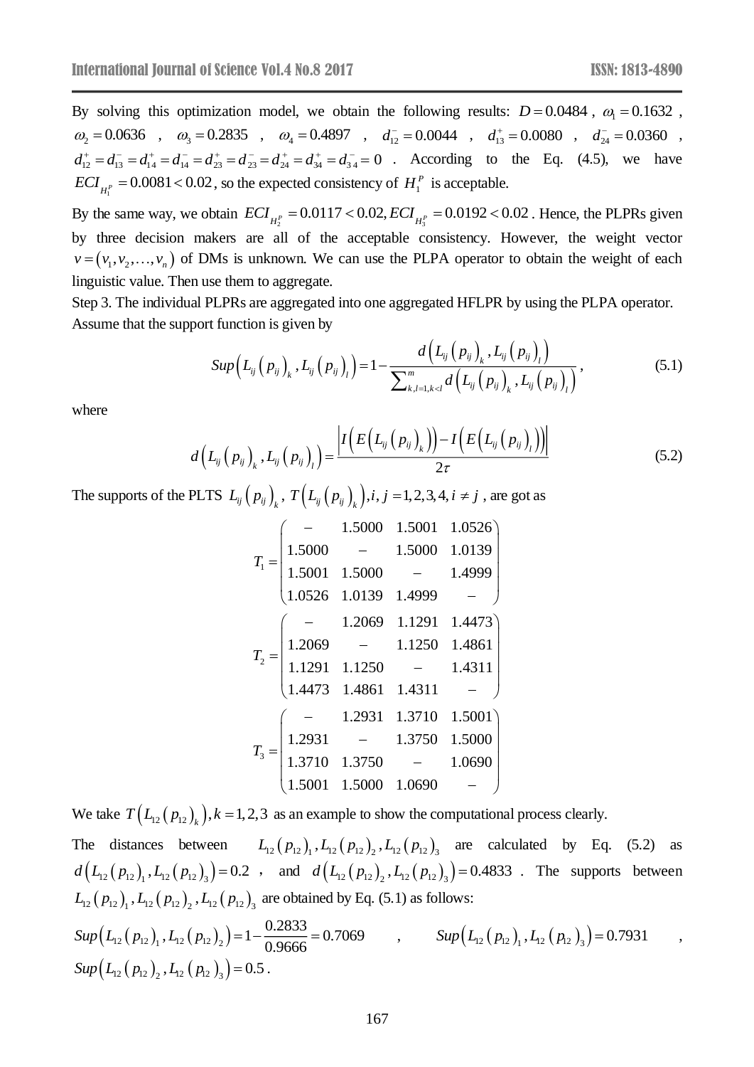By solving this optimization model, we obtain the following results: $D = 0.0484$, $\omega_1 = 0.1632$, $\omega_2 = 0.0636$, $\omega_3 = 0.2835$, $\omega_4 = 0.4897$, $d_{12}^- = 0.0044$, $d_{13}^+ = 0.0080$, $d_{24}^- = 0.0360$, $d_{12}^+ = d_{13}^- = d_{14}^+ = d_{14}^- = d_{23}^+ = d_{23}^- = d_{24}^+ = d_{34}^+ = d_{34}^- = 0$. According to the Eq. (4.5), we have $ECI_{H_1^P} = 0.0081 < 0.02$, so the expected consistency of $H_1^P$ is acceptable.

By the same way, we obtain $ECI_{H_2^P} = 0.0117 < 0.02, ECI_{H_3^P} = 0.0192 < 0.02$. Hence, the PLPRs given by three decision makers are all of the acceptable consistency. However, the weight vector $v = (v_1, v_2, \ldots, v_n)$ of DMs is unknown. We can use the PLPA operator to obtain the weight of each linguistic value. Then use them to aggregate.

Step 3. The individual PLPRs are aggregated into one aggregated HFLPR by using the PLPA operator. Assume that the support function is given by

$$Sup\left(L_{ij}\left(p_{ij}\right)_k, L_{ij}\left(p_{ij}\right)_l\right) = 1 - \frac{d\left(L_{ij}\left(p_{ij}\right)_k, L_{ij}\left(p_{ij}\right)_l\right)}{\sum_{k,l=1,k<l}^{m} d\left(L_{ij}\left(p_{ij}\right)_k, L_{ij}\left(p_{ij}\right)_l\right)}, \tag{5.1}$$

where

$$d\left(L_{ij}\left(p_{ij}\right)_k, L_{ij}\left(p_{ij}\right)_l\right) = \frac{\left|I\left(E\left(L_{ij}\left(p_{ij}\right)_k\right)\right) - I\left(E\left(L_{ij}\left(p_{ij}\right)_l\right)\right)\right|}{2\tau} \tag{5.2}$$

The supports of the PLTS $L_{ij}\left(p_{ij}\right)_k$, $T\left(L_{ij}\left(p_{ij}\right)_k\right), i, j = 1,2,3,4, i \neq j$, are got as

$$T_1 = \begin{pmatrix} - & 1.5000 & 1.5001 & 1.0526 \\ 1.5000 & - & 1.5000 & 1.0139 \\ 1.5001 & 1.5000 & - & 1.4999 \\ 1.0526 & 1.0139 & 1.4999 & - \end{pmatrix}$$

$$T_2 = \begin{pmatrix} - & 1.2069 & 1.1291 & 1.4473 \\ 1.2069 & - & 1.1250 & 1.4861 \\ 1.1291 & 1.1250 & - & 1.4311 \\ 1.4473 & 1.4861 & 1.4311 & - \end{pmatrix}$$

$$T_3 = \begin{pmatrix} - & 1.2931 & 1.3710 & 1.5001 \\ 1.2931 & - & 1.3750 & 1.5000 \\ 1.3710 & 1.3750 & - & 1.0690 \\ 1.5001 & 1.5000 & 1.0690 & - \end{pmatrix}$$

We take $T\left(L_{12}\left(p_{12}\right)_k\right), k = 1,2,3$ as an example to show the computational process clearly.

The distances between $L_{12}\left(p_{12}\right)_1, L_{12}\left(p_{12}\right)_2, L_{12}\left(p_{12}\right)_3$ are calculated by Eq. (5.2) as $d\left(L_{12}\left(p_{12}\right)_1, L_{12}\left(p_{12}\right)_3\right) = 0.2$, and $d\left(L_{12}\left(p_{12}\right)_2, L_{12}\left(p_{12}\right)_3\right) = 0.4833$. The supports between $L_{12}\left(p_{12}\right)_1, L_{12}\left(p_{12}\right)_2, L_{12}\left(p_{12}\right)_3$ are obtained by Eq. (5.1) as follows:

$Sup\left(L_{12}\left(p_{12}\right)_1, L_{12}\left(p_{12}\right)_2\right) = 1 - \frac{0.2833}{0.9666} = 0.7069$, $Sup\left(L_{12}\left(p_{12}\right)_1, L_{12}\left(p_{12}\right)_3\right) = 0.7931$, $Sup\left(L_{12}\left(p_{12}\right)_2, L_{12}\left(p_{12}\right)_3\right) = 0.5$.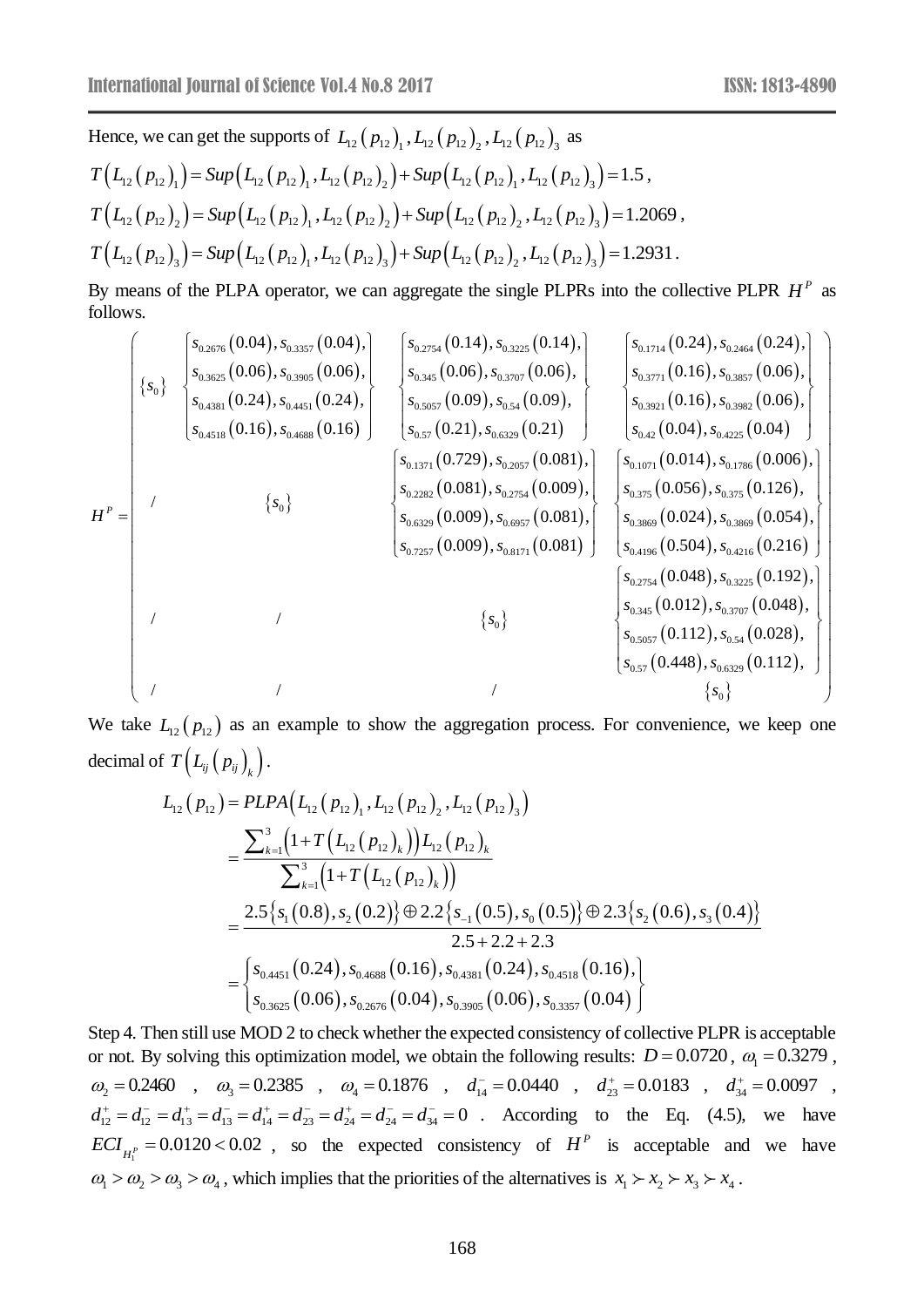Hence, we can get the supports of $L_{12}\left(p_{12}\right)_1, L_{12}\left(p_{12}\right)_2, L_{12}\left(p_{12}\right)_3$ as

$$T\left(L_{12}\left(p_{12}\right)_1\right)=Sup\left(L_{12}\left(p_{12}\right)_1, L_{12}\left(p_{12}\right)_2\right)+Sup\left(L_{12}\left(p_{12}\right)_1, L_{12}\left(p_{12}\right)_3\right)=1.5,$$

$$T\left(L_{12}\left(p_{12}\right)_2\right)=Sup\left(L_{12}\left(p_{12}\right)_1, L_{12}\left(p_{12}\right)_2\right)+Sup\left(L_{12}\left(p_{12}\right)_2, L_{12}\left(p_{12}\right)_3\right)=1.2069,$$

$$T\left(L_{12}\left(p_{12}\right)_3\right)=Sup\left(L_{12}\left(p_{12}\right)_1, L_{12}\left(p_{12}\right)_3\right)+Sup\left(L_{12}\left(p_{12}\right)_2, L_{12}\left(p_{12}\right)_3\right)=1.2931.$$

By means of the PLPA operator, we can aggregate the single PLPRs into the collective PLPR $H^P$ as follows.

$$H^P=\begin{pmatrix}
\{s_0\} & \begin{Bmatrix} s_{0.2676}(0.04), s_{0.3357}(0.04), \\ s_{0.3625}(0.06), s_{0.3905}(0.06), \\ s_{0.4381}(0.24), s_{0.4451}(0.24), \\ s_{0.4518}(0.16), s_{0.4688}(0.16) \end{Bmatrix} & \begin{Bmatrix} s_{0.2754}(0.14), s_{0.3225}(0.14), \\ s_{0.345}(0.06), s_{0.3707}(0.06), \\ s_{0.5057}(0.09), s_{0.54}(0.09), \\ s_{0.57}(0.21), s_{0.6329}(0.21) \end{Bmatrix} & \begin{Bmatrix} s_{0.1714}(0.24), s_{0.2464}(0.24), \\ s_{0.3771}(0.16), s_{0.3857}(0.06), \\ s_{0.3921}(0.16), s_{0.3982}(0.06), \\ s_{0.42}(0.04), s_{0.4225}(0.04) \end{Bmatrix} \\
/ & \{s_0\} & \begin{Bmatrix} s_{0.1371}(0.729), s_{0.2057}(0.081), \\ s_{0.2282}(0.081), s_{0.2754}(0.009), \\ s_{0.6329}(0.009), s_{0.6957}(0.081), \\ s_{0.7257}(0.009), s_{0.8171}(0.081) \end{Bmatrix} & \begin{Bmatrix} s_{0.1071}(0.014), s_{0.1786}(0.006), \\ s_{0.375}(0.056), s_{0.375}(0.126), \\ s_{0.3869}(0.024), s_{0.3869}(0.054), \\ s_{0.4196}(0.504), s_{0.4216}(0.216) \end{Bmatrix} \\
/ & / & \{s_0\} & \begin{Bmatrix} s_{0.2754}(0.048), s_{0.3225}(0.192), \\ s_{0.345}(0.012), s_{0.3707}(0.048), \\ s_{0.5057}(0.112), s_{0.54}(0.028), \\ s_{0.57}(0.448), s_{0.6329}(0.112), \end{Bmatrix} \\
/ & / & / & \{s_0\}
\end{pmatrix}$$

We take $L_{12}\left(p_{12}\right)$ as an example to show the aggregation process. For convenience, we keep one decimal of $T\left(L_{ij}\left(p_{ij}\right)_k\right)$.

$$\begin{aligned}
L_{12}\left(p_{12}\right) &= PLPA\left(L_{12}\left(p_{12}\right)_1, L_{12}\left(p_{12}\right)_2, L_{12}\left(p_{12}\right)_3\right) \\
&= \frac{\sum_{k=1}^{3}\left(1+T\left(L_{12}\left(p_{12}\right)_k\right)\right)L_{12}\left(p_{12}\right)_k}{\sum_{k=1}^{3}\left(1+T\left(L_{12}\left(p_{12}\right)_k\right)\right)} \\
&= \frac{2.5\{s_1(0.8), s_2(0.2)\}\oplus 2.2\{s_{-1}(0.5), s_0(0.5)\}\oplus 2.3\{s_2(0.6), s_3(0.4)\}}{2.5+2.2+2.3} \\
&= \begin{Bmatrix} s_{0.4451}(0.24), s_{0.4688}(0.16), s_{0.4381}(0.24), s_{0.4518}(0.16), \\ s_{0.3625}(0.06), s_{0.2676}(0.04), s_{0.3905}(0.06), s_{0.3357}(0.04) \end{Bmatrix}
\end{aligned}$$

Step 4. Then still use MOD 2 to check whether the expected consistency of collective PLPR is acceptable or not. By solving this optimization model, we obtain the following results: $D=0.0720$, $\omega_1=0.3279$, $\omega_2=0.2460$, $\omega_3=0.2385$, $\omega_4=0.1876$, $d_{14}^{-}=0.0440$, $d_{23}^{+}=0.0183$, $d_{34}^{+}=0.0097$, $d_{12}^{+}=d_{12}^{-}=d_{13}^{+}=d_{13}^{-}=d_{14}^{+}=d_{23}^{-}=d_{24}^{+}=d_{24}^{-}=d_{34}^{-}=0$. According to the Eq. (4.5), we have $ECI_{H_1^P}=0.0120<0.02$, so the expected consistency of $H^P$ is acceptable and we have $\omega_1>\omega_2>\omega_3>\omega_4$, which implies that the priorities of the alternatives is $x_1 \succ x_2 \succ x_3 \succ x_4$.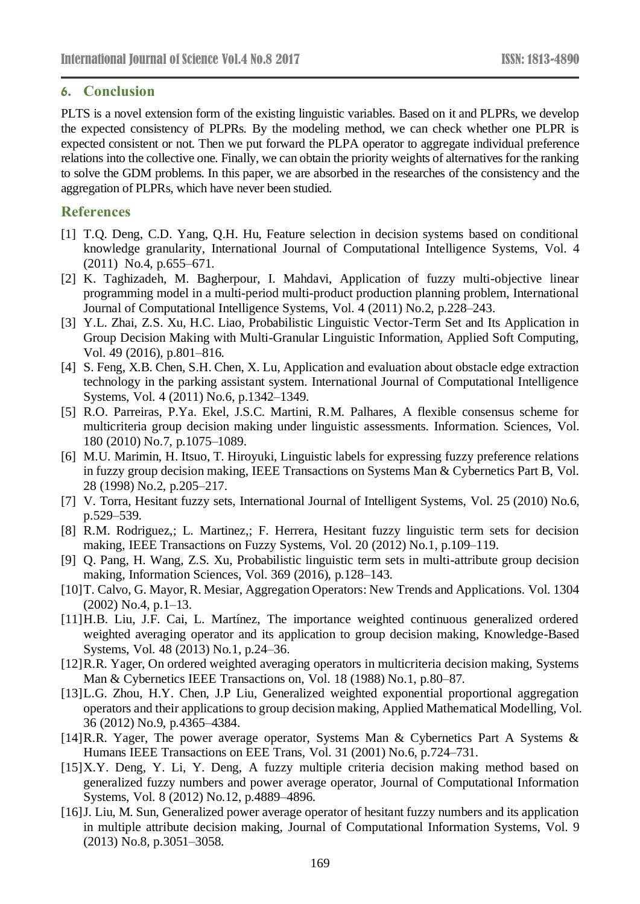## 6. Conclusion

PLTS is a novel extension form of the existing linguistic variables. Based on it and PLPRs, we develop the expected consistency of PLPRs. By the modeling method, we can check whether one PLPR is expected consistent or not. Then we put forward the PLPA operator to aggregate individual preference relations into the collective one. Finally, we can obtain the priority weights of alternatives for the ranking to solve the GDM problems. In this paper, we are absorbed in the researches of the consistency and the aggregation of PLPRs, which have never been studied.

## References

[1] T.Q. Deng, C.D. Yang, Q.H. Hu, Feature selection in decision systems based on conditional knowledge granularity, International Journal of Computational Intelligence Systems, Vol. 4 (2011) No.4, p.655–671.

[2] K. Taghizadeh, M. Bagherpour, I. Mahdavi, Application of fuzzy multi-objective linear programming model in a multi-period multi-product production planning problem, International Journal of Computational Intelligence Systems, Vol. 4 (2011) No.2, p.228–243.

[3] Y.L. Zhai, Z.S. Xu, H.C. Liao, Probabilistic Linguistic Vector-Term Set and Its Application in Group Decision Making with Multi-Granular Linguistic Information, Applied Soft Computing, Vol. 49 (2016), p.801–816.

[4] S. Feng, X.B. Chen, S.H. Chen, X. Lu, Application and evaluation about obstacle edge extraction technology in the parking assistant system. International Journal of Computational Intelligence Systems, Vol. 4 (2011) No.6, p.1342–1349.

[5] R.O. Parreiras, P.Ya. Ekel, J.S.C. Martini, R.M. Palhares, A flexible consensus scheme for multicriteria group decision making under linguistic assessments. Information. Sciences, Vol. 180 (2010) No.7, p.1075–1089.

[6] M.U. Marimin, H. Itsuo, T. Hiroyuki, Linguistic labels for expressing fuzzy preference relations in fuzzy group decision making, IEEE Transactions on Systems Man & Cybernetics Part B, Vol. 28 (1998) No.2, p.205–217.

[7] V. Torra, Hesitant fuzzy sets, International Journal of Intelligent Systems, Vol. 25 (2010) No.6, p.529–539.

[8] R.M. Rodriguez,; L. Martinez,; F. Herrera, Hesitant fuzzy linguistic term sets for decision making, IEEE Transactions on Fuzzy Systems, Vol. 20 (2012) No.1, p.109–119.

[9] Q. Pang, H. Wang, Z.S. Xu, Probabilistic linguistic term sets in multi-attribute group decision making, Information Sciences, Vol. 369 (2016), p.128–143.

[10] T. Calvo, G. Mayor, R. Mesiar, Aggregation Operators: New Trends and Applications. Vol. 1304 (2002) No.4, p.1–13.

[11] H.B. Liu, J.F. Cai, L. Martínez, The importance weighted continuous generalized ordered weighted averaging operator and its application to group decision making, Knowledge-Based Systems, Vol. 48 (2013) No.1, p.24–36.

[12] R.R. Yager, On ordered weighted averaging operators in multicriteria decision making, Systems Man & Cybernetics IEEE Transactions on, Vol. 18 (1988) No.1, p.80–87.

[13] L.G. Zhou, H.Y. Chen, J.P Liu, Generalized weighted exponential proportional aggregation operators and their applications to group decision making, Applied Mathematical Modelling, Vol. 36 (2012) No.9, p.4365–4384.

[14] R.R. Yager, The power average operator, Systems Man & Cybernetics Part A Systems & Humans IEEE Transactions on EEE Trans, Vol. 31 (2001) No.6, p.724–731.

[15] X.Y. Deng, Y. Li, Y. Deng, A fuzzy multiple criteria decision making method based on generalized fuzzy numbers and power average operator, Journal of Computational Information Systems, Vol. 8 (2012) No.12, p.4889–4896.

[16] J. Liu, M. Sun, Generalized power average operator of hesitant fuzzy numbers and its application in multiple attribute decision making, Journal of Computational Information Systems, Vol. 9 (2013) No.8, p.3051–3058.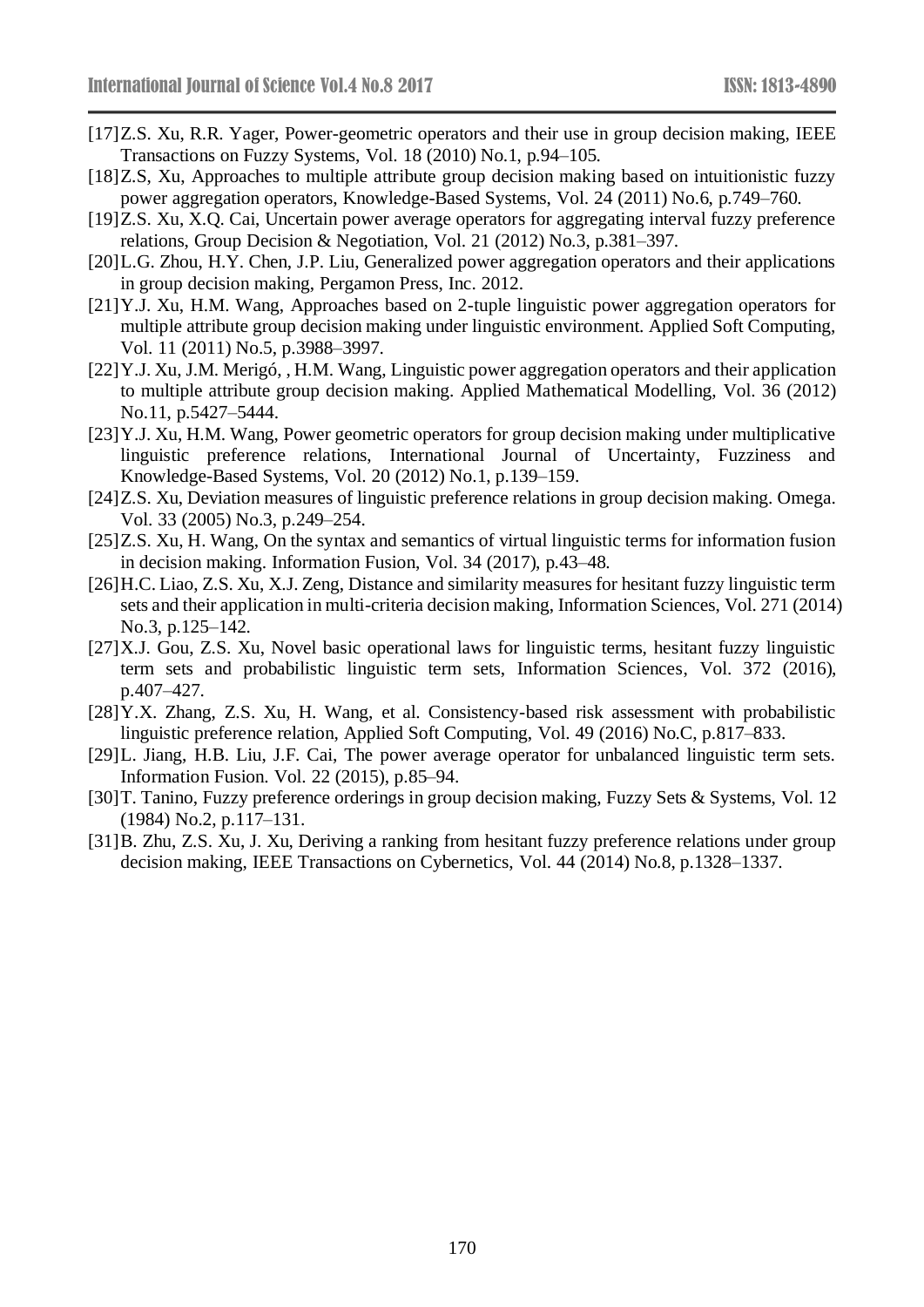[17] Z.S. Xu, R.R. Yager, Power-geometric operators and their use in group decision making, IEEE Transactions on Fuzzy Systems, Vol. 18 (2010) No.1, p.94–105.

[18] Z.S, Xu, Approaches to multiple attribute group decision making based on intuitionistic fuzzy power aggregation operators, Knowledge-Based Systems, Vol. 24 (2011) No.6, p.749–760.

[19] Z.S. Xu, X.Q. Cai, Uncertain power average operators for aggregating interval fuzzy preference relations, Group Decision & Negotiation, Vol. 21 (2012) No.3, p.381–397.

[20] L.G. Zhou, H.Y. Chen, J.P. Liu, Generalized power aggregation operators and their applications in group decision making, Pergamon Press, Inc. 2012.

[21] Y.J. Xu, H.M. Wang, Approaches based on 2-tuple linguistic power aggregation operators for multiple attribute group decision making under linguistic environment. Applied Soft Computing, Vol. 11 (2011) No.5, p.3988–3997.

[22] Y.J. Xu, J.M. Merigó, , H.M. Wang, Linguistic power aggregation operators and their application to multiple attribute group decision making. Applied Mathematical Modelling, Vol. 36 (2012) No.11, p.5427–5444.

[23] Y.J. Xu, H.M. Wang, Power geometric operators for group decision making under multiplicative linguistic preference relations, International Journal of Uncertainty, Fuzziness and Knowledge-Based Systems, Vol. 20 (2012) No.1, p.139–159.

[24] Z.S. Xu, Deviation measures of linguistic preference relations in group decision making. Omega. Vol. 33 (2005) No.3, p.249–254.

[25] Z.S. Xu, H. Wang, On the syntax and semantics of virtual linguistic terms for information fusion in decision making. Information Fusion, Vol. 34 (2017), p.43–48.

[26] H.C. Liao, Z.S. Xu, X.J. Zeng, Distance and similarity measures for hesitant fuzzy linguistic term sets and their application in multi-criteria decision making, Information Sciences, Vol. 271 (2014) No.3, p.125–142.

[27] X.J. Gou, Z.S. Xu, Novel basic operational laws for linguistic terms, hesitant fuzzy linguistic term sets and probabilistic linguistic term sets, Information Sciences, Vol. 372 (2016), p.407–427.

[28] Y.X. Zhang, Z.S. Xu, H. Wang, et al. Consistency-based risk assessment with probabilistic linguistic preference relation, Applied Soft Computing, Vol. 49 (2016) No.C, p.817–833.

[29] L. Jiang, H.B. Liu, J.F. Cai, The power average operator for unbalanced linguistic term sets. Information Fusion. Vol. 22 (2015), p.85–94.

[30] T. Tanino, Fuzzy preference orderings in group decision making, Fuzzy Sets & Systems, Vol. 12 (1984) No.2, p.117–131.

[31] B. Zhu, Z.S. Xu, J. Xu, Deriving a ranking from hesitant fuzzy preference relations under group decision making, IEEE Transactions on Cybernetics, Vol. 44 (2014) No.8, p.1328–1337.